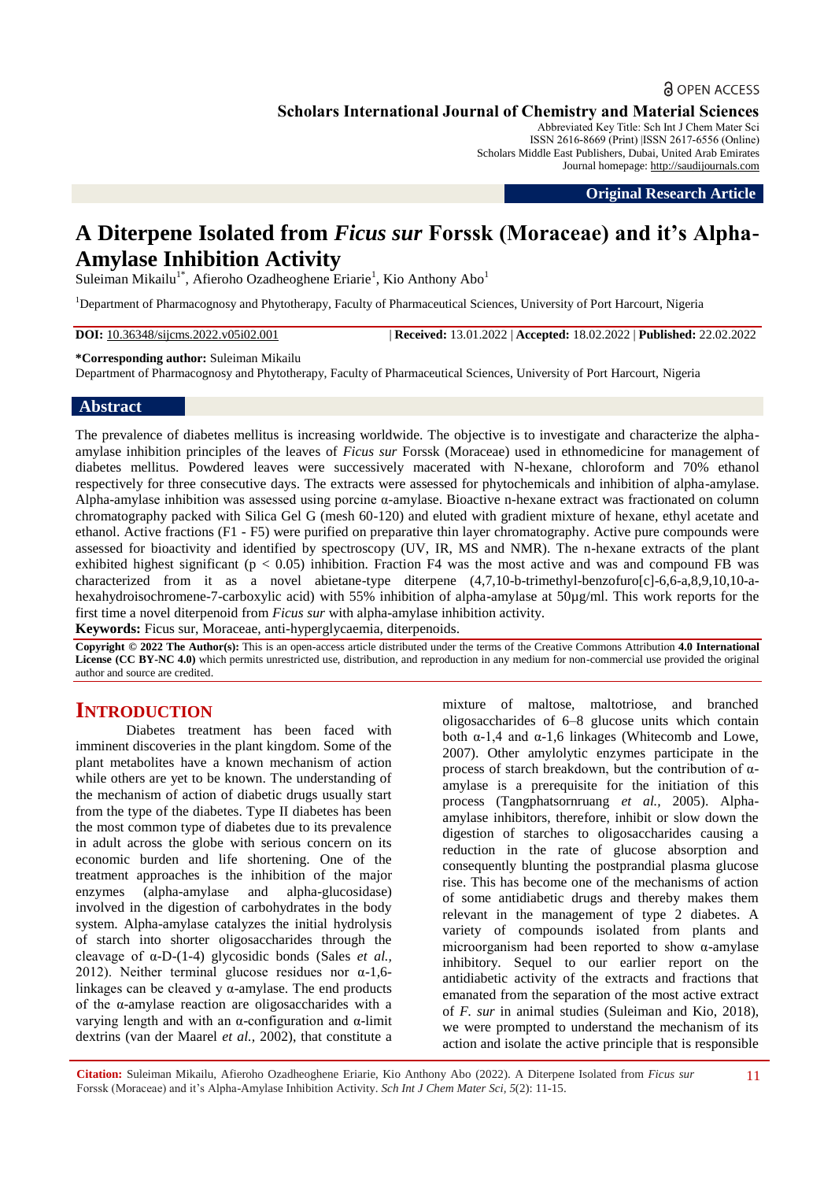OPEN ACCESS

**Scholars International Journal of Chemistry and Material Sciences**

Abbreviated Key Title: Sch Int J Chem Mater Sci
ISSN 2616-8669 (Print) |ISSN 2617-6556 (Online)
Scholars Middle East Publishers, Dubai, United Arab Emirates
Journal homepage: http://saudijournals.com

**Original Research Article**

# A Diterpene Isolated from *Ficus sur* Forssk (Moraceae) and it's Alpha-Amylase Inhibition Activity

Suleiman Mikailu[1*], Afieroho Ozadheoghene Eriarie[1], Kio Anthony Abo[1]

[1]Department of Pharmacognosy and Phytotherapy, Faculty of Pharmaceutical Sciences, University of Port Harcourt, Nigeria

**DOI:** 10.36348/sijcms.2022.v05i02.001 | **Received:** 13.01.2022 | **Accepted:** 18.02.2022 | **Published:** 22.02.2022

**\*Corresponding author:** Suleiman Mikailu
Department of Pharmacognosy and Phytotherapy, Faculty of Pharmaceutical Sciences, University of Port Harcourt, Nigeria

## Abstract

The prevalence of diabetes mellitus is increasing worldwide. The objective is to investigate and characterize the alpha-amylase inhibition principles of the leaves of *Ficus sur* Forssk (Moraceae) used in ethnomedicine for management of diabetes mellitus. Powdered leaves were successively macerated with N-hexane, chloroform and 70% ethanol respectively for three consecutive days. The extracts were assessed for phytochemicals and inhibition of alpha-amylase. Alpha-amylase inhibition was assessed using porcine α-amylase. Bioactive n-hexane extract was fractionated on column chromatography packed with Silica Gel G (mesh 60-120) and eluted with gradient mixture of hexane, ethyl acetate and ethanol. Active fractions (F1 - F5) were purified on preparative thin layer chromatography. Active pure compounds were assessed for bioactivity and identified by spectroscopy (UV, IR, MS and NMR). The n-hexane extracts of the plant exhibited highest significant ($p < 0.05$) inhibition. Fraction F4 was the most active and was and compound FB was characterized from it as a novel abietane-type diterpene (4,7,10-b-trimethyl-benzofuro[c]-6,6-a,8,9,10,10-a-hexahydroisochromene-7-carboxylic acid) with 55% inhibition of alpha-amylase at 50µg/ml. This work reports for the first time a novel diterpenoid from *Ficus sur* with alpha-amylase inhibition activity.

**Keywords:** Ficus sur, Moraceae, anti-hyperglycaemia, diterpenoids.

**Copyright © 2022 The Author(s):** This is an open-access article distributed under the terms of the Creative Commons Attribution **4.0 International License (CC BY-NC 4.0)** which permits unrestricted use, distribution, and reproduction in any medium for non-commercial use provided the original author and source are credited.

## INTRODUCTION

Diabetes treatment has been faced with imminent discoveries in the plant kingdom. Some of the plant metabolites have a known mechanism of action while others are yet to be known. The understanding of the mechanism of action of diabetic drugs usually start from the type of the diabetes. Type II diabetes has been the most common type of diabetes due to its prevalence in adult across the globe with serious concern on its economic burden and life shortening. One of the treatment approaches is the inhibition of the major enzymes (alpha-amylase and alpha-glucosidase) involved in the digestion of carbohydrates in the body system. Alpha-amylase catalyzes the initial hydrolysis of starch into shorter oligosaccharides through the cleavage of α-D-(1-4) glycosidic bonds (Sales *et al.,* 2012). Neither terminal glucose residues nor α-1,6-linkages can be cleaved y α-amylase. The end products of the α-amylase reaction are oligosaccharides with a varying length and with an α-configuration and α-limit dextrins (van der Maarel *et al.,* 2002), that constitute a mixture of maltose, maltotriose, and branched oligosaccharides of 6–8 glucose units which contain both α-1,4 and α-1,6 linkages (Whitecomb and Lowe, 2007). Other amylolytic enzymes participate in the process of starch breakdown, but the contribution of α-amylase is a prerequisite for the initiation of this process (Tangphatsornruang *et al.,* 2005). Alpha-amylase inhibitors, therefore, inhibit or slow down the digestion of starches to oligosaccharides causing a reduction in the rate of glucose absorption and consequently blunting the postprandial plasma glucose rise. This has become one of the mechanisms of action of some antidiabetic drugs and thereby makes them relevant in the management of type 2 diabetes. A variety of compounds isolated from plants and microorganism had been reported to show α-amylase inhibitory. Sequel to our earlier report on the antidiabetic activity of the extracts and fractions that emanated from the separation of the most active extract of *F. sur* in animal studies (Suleiman and Kio, 2018), we were prompted to understand the mechanism of its action and isolate the active principle that is responsible

**Citation:** Suleiman Mikailu, Afieroho Ozadheoghene Eriarie, Kio Anthony Abo (2022). A Diterpene Isolated from *Ficus sur* Forssk (Moraceae) and it's Alpha-Amylase Inhibition Activity. *Sch Int J Chem Mater Sci, 5*(2): 11-15.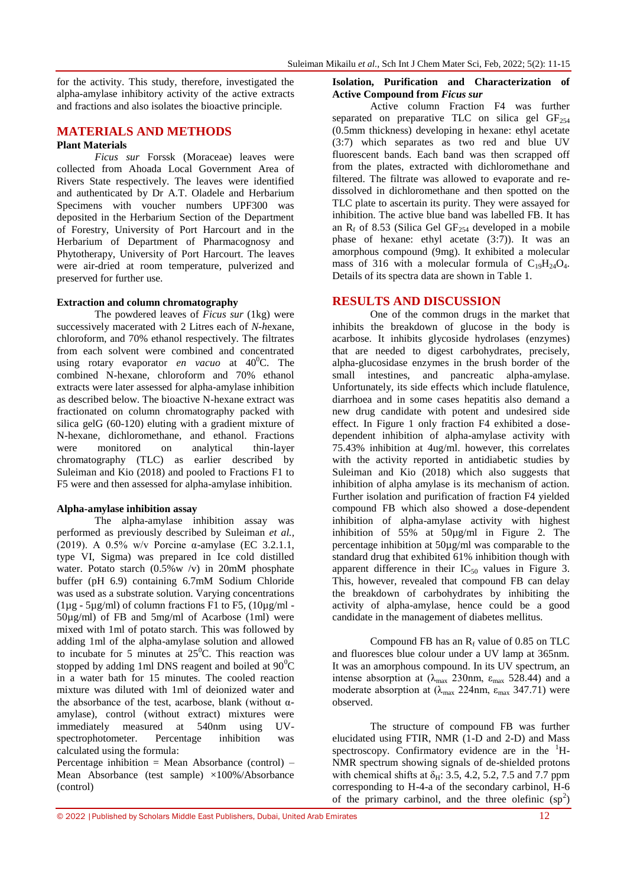for the activity. This study, therefore, investigated the alpha-amylase inhibitory activity of the active extracts and fractions and also isolates the bioactive principle.

## MATERIALS AND METHODS

### Plant Materials

*Ficus sur* Forssk (Moraceae) leaves were collected from Ahoada Local Government Area of Rivers State respectively. The leaves were identified and authenticated by Dr A.T. Oladele and Herbarium Specimens with voucher numbers UPF300 was deposited in the Herbarium Section of the Department of Forestry, University of Port Harcourt and in the Herbarium of Department of Pharmacognosy and Phytotherapy, University of Port Harcourt. The leaves were air-dried at room temperature, pulverized and preserved for further use.

### Extraction and column chromatography

The powdered leaves of *Ficus sur* (1kg) were successively macerated with 2 Litres each of *N-h*exane, chloroform, and 70% ethanol respectively. The filtrates from each solvent were combined and concentrated using rotary evaporator *en vacuo* at $40^0$C. The combined N-hexane, chloroform and 70% ethanol extracts were later assessed for alpha-amylase inhibition as described below. The bioactive N-hexane extract was fractionated on column chromatography packed with silica gelG (60-120) eluting with a gradient mixture of N-hexane, dichloromethane, and ethanol. Fractions were monitored on analytical thin-layer chromatography (TLC) as earlier described by Suleiman and Kio (2018) and pooled to Fractions F1 to F5 were and then assessed for alpha-amylase inhibition.

### Alpha-amylase inhibition assay

The alpha-amylase inhibition assay was performed as previously described by Suleiman *et al.,* (2019). A 0.5% w/v Porcine α-amylase (EC 3.2.1.1, type VI, Sigma) was prepared in Ice cold distilled water. Potato starch (0.5%w /v) in 20mM phosphate buffer (pH 6.9) containing 6.7mM Sodium Chloride was used as a substrate solution. Varying concentrations (1µg - 5µg/ml) of column fractions F1 to F5, (10µg/ml - 50µg/ml) of FB and 5mg/ml of Acarbose (1ml) were mixed with 1ml of potato starch. This was followed by adding 1ml of the alpha-amylase solution and allowed to incubate for 5 minutes at $25^0$C. This reaction was stopped by adding 1ml DNS reagent and boiled at $90^0$C in a water bath for 15 minutes. The cooled reaction mixture was diluted with 1ml of deionized water and the absorbance of the test, acarbose, blank (without α-amylase), control (without extract) mixtures were immediately measured at 540nm using UV-spectrophotometer. Percentage inhibition was calculated using the formula:

Percentage inhibition = Mean Absorbance (control) – Mean Absorbance (test sample) ×100%/Absorbance (control)

### Isolation, Purification and Characterization of Active Compound from *Ficus sur*

Active column Fraction F4 was further separated on preparative TLC on silica gel $GF_{254}$ (0.5mm thickness) developing in hexane: ethyl acetate (3:7) which separates as two red and blue UV fluorescent bands. Each band was then scrapped off from the plates, extracted with dichloromethane and filtered. The filtrate was allowed to evaporate and re-dissolved in dichloromethane and then spotted on the TLC plate to ascertain its purity. They were assayed for inhibition. The active blue band was labelled FB. It has an $R_f$ of 8.53 (Silica Gel $GF_{254}$ developed in a mobile phase of hexane: ethyl acetate (3:7)). It was an amorphous compound (9mg). It exhibited a molecular mass of 316 with a molecular formula of $C_{19}H_{24}O_4$. Details of its spectra data are shown in Table 1.

## RESULTS AND DISCUSSION

One of the common drugs in the market that inhibits the breakdown of glucose in the body is acarbose. It inhibits glycoside hydrolases (enzymes) that are needed to digest carbohydrates, precisely, alpha-glucosidase enzymes in the brush border of the small intestines, and pancreatic alpha-amylase. Unfortunately, its side effects which include flatulence, diarrhoea and in some cases hepatitis also demand a new drug candidate with potent and undesired side effect. In Figure 1 only fraction F4 exhibited a dose-dependent inhibition of alpha-amylase activity with 75.43% inhibition at 4ug/ml. however, this correlates with the activity reported in antidiabetic studies by Suleiman and Kio (2018) which also suggests that inhibition of alpha amylase is its mechanism of action. Further isolation and purification of fraction F4 yielded compound FB which also showed a dose-dependent inhibition of alpha-amylase activity with highest inhibition of 55% at 50µg/ml in Figure 2. The percentage inhibition at 50µg/ml was comparable to the standard drug that exhibited 61% inhibition though with apparent difference in their $IC_{50}$ values in Figure 3. This, however, revealed that compound FB can delay the breakdown of carbohydrates by inhibiting the activity of alpha-amylase, hence could be a good candidate in the management of diabetes mellitus.

Compound FB has an $R_f$ value of 0.85 on TLC and fluoresces blue colour under a UV lamp at 365nm. It was an amorphous compound. In its UV spectrum, an intense absorption at ($\lambda_{max}$ 230nm, $\varepsilon_{max}$ 528.44) and a moderate absorption at ($\lambda_{max}$ 224nm, $\varepsilon_{max}$ 347.71) were observed.

The structure of compound FB was further elucidated using FTIR, NMR (1-D and 2-D) and Mass spectroscopy. Confirmatory evidence are in the $^1$H-NMR spectrum showing signals of de-shielded protons with chemical shifts at $\delta_H$: 3.5, 4.2, 5.2, 7.5 and 7.7 ppm corresponding to H-4-a of the secondary carbinol, H-6 of the primary carbinol, and the three olefinic ($sp^2$)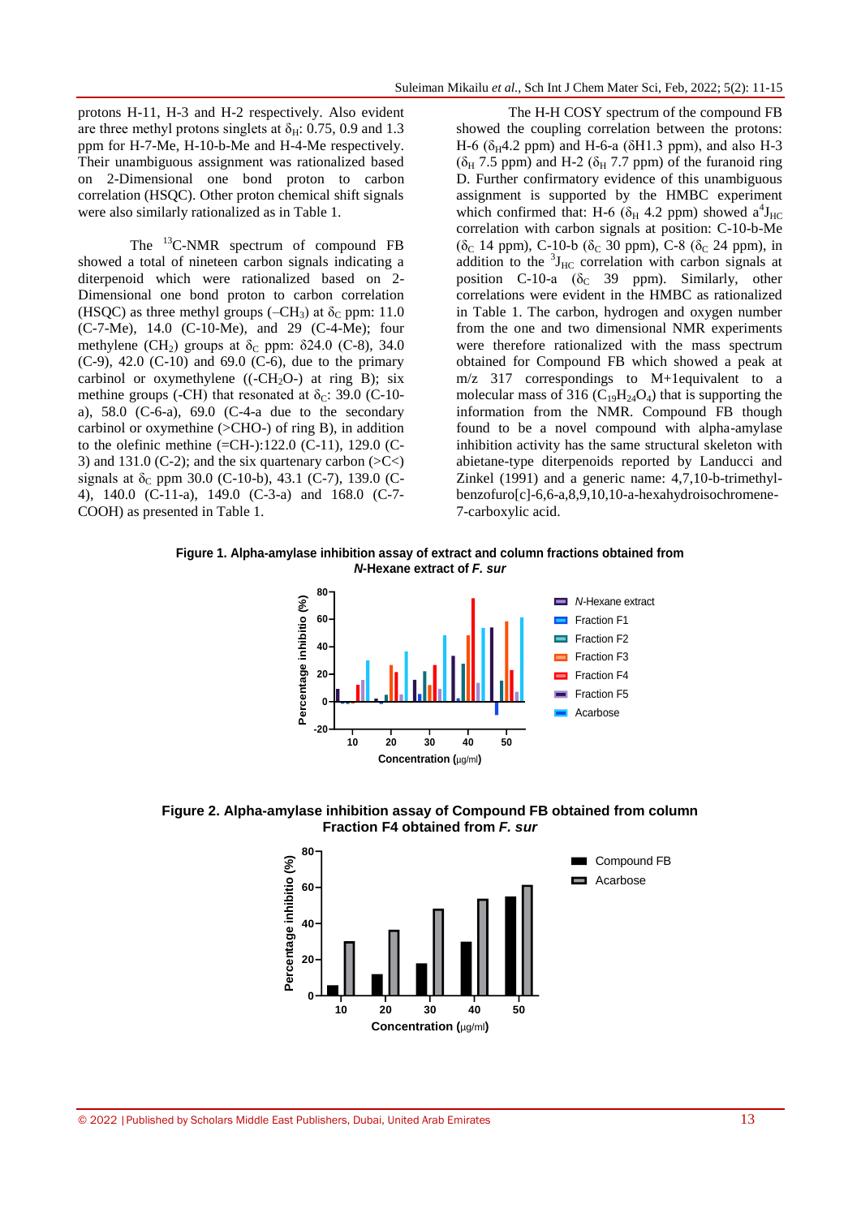protons H-11, H-3 and H-2 respectively. Also evident are three methyl protons singlets at $\delta_H$: 0.75, 0.9 and 1.3 ppm for H-7-Me, H-10-b-Me and H-4-Me respectively. Their unambiguous assignment was rationalized based on 2-Dimensional one bond proton to carbon correlation (HSQC). Other proton chemical shift signals were also similarly rationalized as in Table 1.

The $^{13}$C-NMR spectrum of compound FB showed a total of nineteen carbon signals indicating a diterpenoid which were rationalized based on 2-Dimensional one bond proton to carbon correlation (HSQC) as three methyl groups (–$CH_3$) at $\delta_C$ ppm: 11.0 (C-7-Me), 14.0 (C-10-Me), and 29 (C-4-Me); four methylene ($CH_2$) groups at $\delta_C$ ppm: δ24.0 (C-8), 34.0 (C-9), 42.0 (C-10) and 69.0 (C-6), due to the primary carbinol or oxymethylene ((-$CH_2$O-) at ring B); six methine groups (-CH) that resonated at $\delta_C$: 39.0 (C-10-a), 58.0 (C-6-a), 69.0 (C-4-a due to the secondary carbinol or oxymethine (>CHO-) of ring B), in addition to the olefinic methine (=CH-):122.0 (C-11), 129.0 (C-3) and 131.0 (C-2); and the six quartenary carbon (>C<) signals at $\delta_C$ ppm 30.0 (C-10-b), 43.1 (C-7), 139.0 (C-4), 140.0 (C-11-a), 149.0 (C-3-a) and 168.0 (C-7-COOH) as presented in Table 1.

The H-H COSY spectrum of the compound FB showed the coupling correlation between the protons: H-6 ($\delta_H$4.2 ppm) and H-6-a ($\delta$H1.3 ppm), and also H-3 ($\delta_H$ 7.5 ppm) and H-2 ($\delta_H$ 7.7 ppm) of the furanoid ring D. Further confirmatory evidence of this unambiguous assignment is supported by the HMBC experiment which confirmed that: H-6 ($\delta_H$ 4.2 ppm) showed a $^4J_{HC}$ correlation with carbon signals at position: C-10-b-Me ($\delta_C$ 14 ppm), C-10-b ($\delta_C$ 30 ppm), C-8 ($\delta_C$ 24 ppm), in addition to the $^3J_{HC}$ correlation with carbon signals at position C-10-a ($\delta_C$ 39 ppm). Similarly, other correlations were evident in the HMBC as rationalized in Table 1. The carbon, hydrogen and oxygen number from the one and two dimensional NMR experiments were therefore rationalized with the mass spectrum obtained for Compound FB which showed a peak at m/z 317 correspondings to M+1equivalent to a molecular mass of 316 ($C_{19}H_{24}O_4$) that is supporting the information from the NMR. Compound FB though found to be a novel compound with alpha-amylase inhibition activity has the same structural skeleton with abietane-type diterpenoids reported by Landucci and Zinkel (1991) and a generic name: 4,7,10-b-trimethyl-benzofuro[c]-6,6-a,8,9,10,10-a-hexahydroisochromene-7-carboxylic acid.

**Figure 1. Alpha-amylase inhibition assay of extract and column fractions obtained from *N*-Hexane extract of *F. sur***

**Figure 2. Alpha-amylase inhibition assay of Compound FB obtained from column Fraction F4 obtained from *F. sur***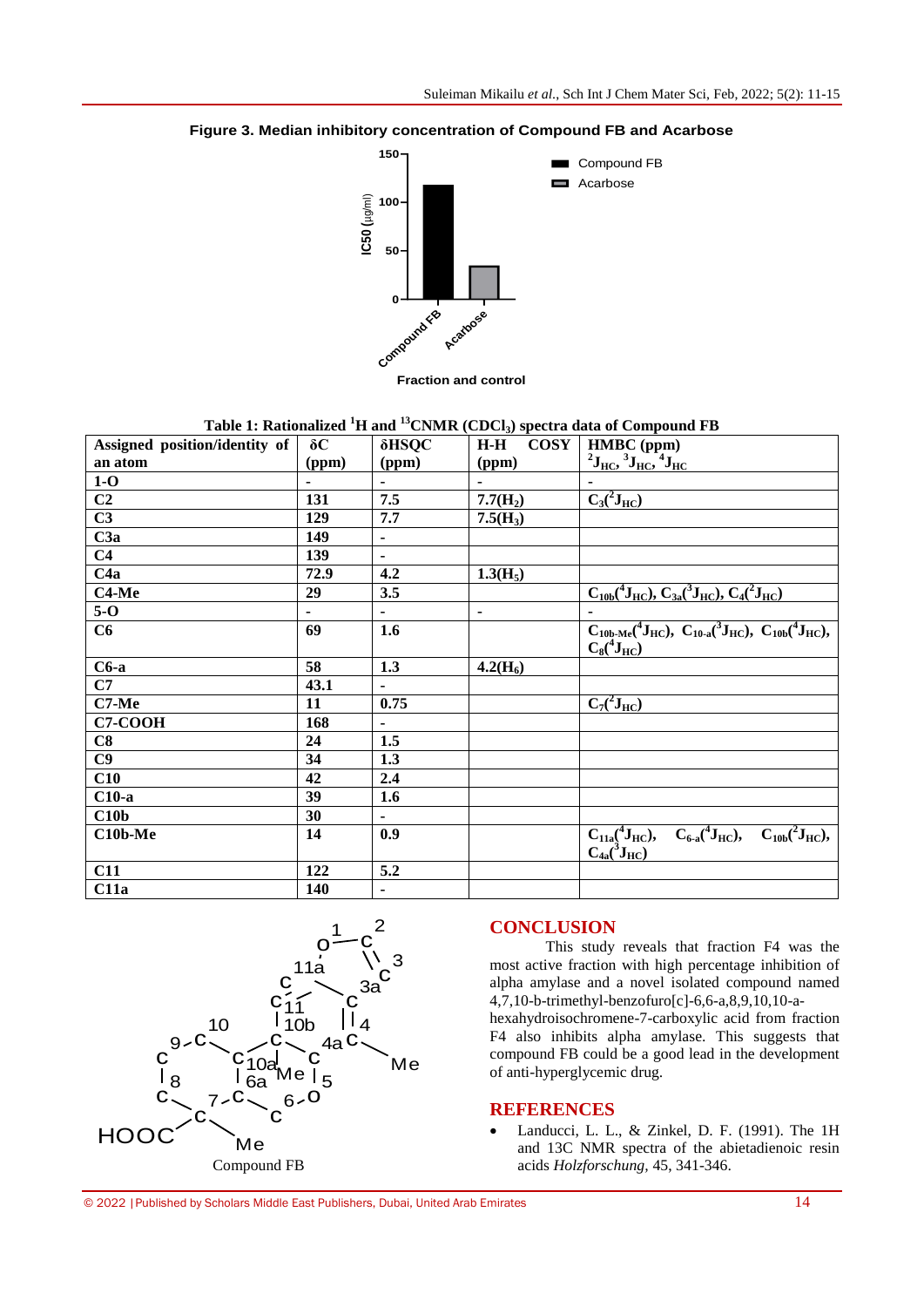**Figure 3. Median inhibitory concentration of Compound FB and Acarbose**

**Table 1: Rationalized $^1$H and $^{13}$CNMR ($CDCl_3$) spectra data of Compound FB**

| Assigned position/identity of an atom | δC (ppm) | δHSQC (ppm) | H-H COSY (ppm) | HMBC (ppm) $^2J_{HC}$, $^3J_{HC}$, $^4J_{HC}$ |
|---|---|---|---|---|
| 1-O | - | - | - | - |
| C2 | 131 | 7.5 | 7.7($H_2$) | $C_3(^2J_{HC})$ |
| C3 | 129 | 7.7 | 7.5($H_3$) | |
| C3a | 149 | - | | |
| C4 | 139 | - | | |
| C4a | 72.9 | 4.2 | 1.3($H_5$) | |
| C4-Me | 29 | 3.5 | | $C_{10b}(^4J_{HC})$, $C_{3a}(^3J_{HC})$, $C_4(^2J_{HC})$ |
| 5-O | - | - | - | - |
| C6 | 69 | 1.6 | | $C_{10b\text{-}Me}(^4J_{HC})$, $C_{10\text{-}a}(^3J_{HC})$, $C_{10b}(^4J_{HC})$, $C_8(^4J_{HC})$ |
| C6-a | 58 | 1.3 | 4.2($H_6$) | |
| C7 | 43.1 | - | | |
| C7-Me | 11 | 0.75 | | $C_7(^2J_{HC})$ |
| C7-COOH | 168 | - | | |
| C8 | 24 | 1.5 | | |
| C9 | 34 | 1.3 | | |
| C10 | 42 | 2.4 | | |
| C10-a | 39 | 1.6 | | |
| C10b | 30 | - | | |
| C10b-Me | 14 | 0.9 | | $C_{11a}(^4J_{HC})$, $C_{6\text{-}a}(^4J_{HC})$, $C_{10b}(^2J_{HC})$, $C_{4a}(^3J_{HC})$ |
| C11 | 122 | 5.2 | | |
| C11a | 140 | - | | |

Compound FB

## CONCLUSION

This study reveals that fraction F4 was the most active fraction with high percentage inhibition of alpha amylase and a novel isolated compound named 4,7,10-b-trimethyl-benzofuro[c]-6,6-a,8,9,10,10-a-hexahydroisochromene-7-carboxylic acid from fraction F4 also inhibits alpha amylase. This suggests that compound FB could be a good lead in the development of anti-hyperglycemic drug.

## REFERENCES

- Landucci, L. L., & Zinkel, D. F. (1991). The 1H and 13C NMR spectra of the abietadienoic resin acids *Holzforschung*, 45, 341-346.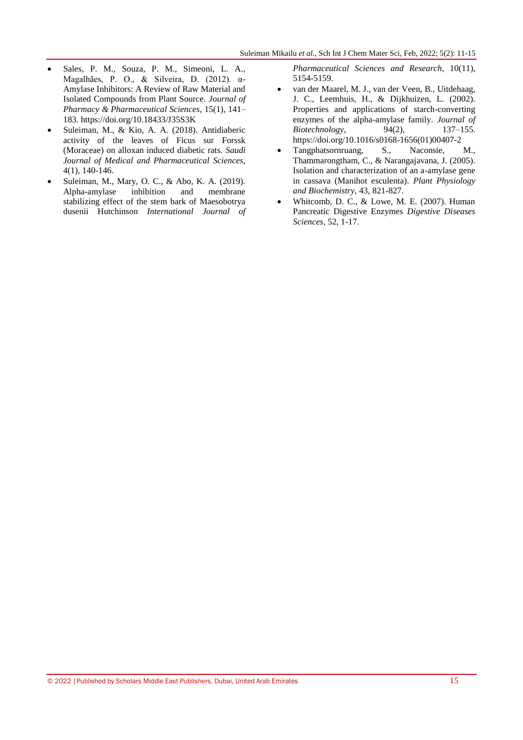- Sales, P. M., Souza, P. M., Simeoni, L. A., Magalhães, P. O., & Silveira, D. (2012). α-Amylase Inhibitors: A Review of Raw Material and Isolated Compounds from Plant Source. *Journal of Pharmacy & Pharmaceutical Sciences*, 15(1), 141–183. https://doi.org/10.18433/J35S3K
- Suleiman, M., & Kio, A. A. (2018). Antidiaberic activity of the leaves of Ficus sur Forssk (Moraceae) on alloxan induced diabetic rats. *Saudi Journal of Medical and Pharmaceutical Sciences,* 4(1), 140-146.
- Suleiman, M., Mary, O. C., & Abo, K. A. (2019). Alpha-amylase inhibition and membrane stabilizing effect of the stem bark of Maesobotrya dusenii Hutchinson *International Journal of Pharmaceutical Sciences and Research,* 10(11), 5154-5159.
- van der Maarel, M. J., van der Veen, B., Uitdehaag, J. C., Leemhuis, H., & Dijkhuizen, L. (2002). Properties and applications of starch-converting enzymes of the alpha-amylase family. *Journal of Biotechnology*, 94(2), 137–155. https://doi.org/10.1016/s0168-1656(01)00407-2
- Tangphatsornruang, S., Naconsie, M., Thammarongtham, C., & Narangajavana, J. (2005). Isolation and characterization of an a-amylase gene in cassava (Manihot esculenta). *Plant Physiology and Biochemistry,* 43, 821-827.
- Whitcomb, D. C., & Lowe, M. E. (2007). Human Pancreatic Digestive Enzymes *Digestive Diseases Sciences,* 52, 1-17.